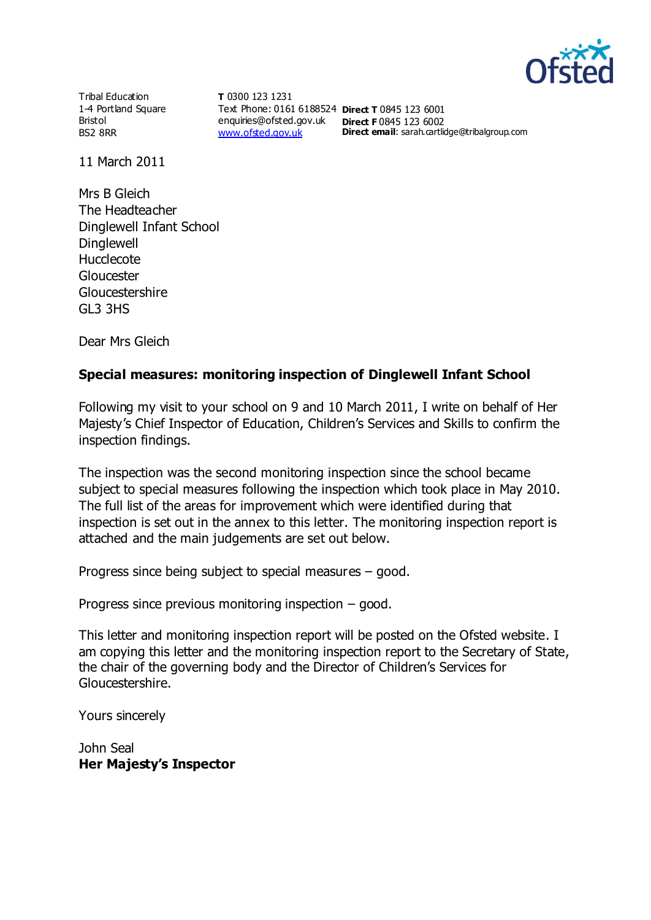Tribal Education
1-4 Portland Square
Bristol
BS2 8RR

**T** 0300 123 1231
Text Phone: 0161 6188524
enquiries@ofsted.gov.uk
www.ofsted.gov.uk

**Direct T** 0845 123 6001
**Direct F** 0845 123 6002
**Direct email**: sarah.cartlidge@tribalgroup.com

11 March 2011

Mrs B Gleich
The Headteacher
Dinglewell Infant School
Dinglewell
Hucclecote
Gloucester
Gloucestershire
GL3 3HS

Dear Mrs Gleich

**Special measures: monitoring inspection of Dinglewell Infant School**

Following my visit to your school on 9 and 10 March 2011, I write on behalf of Her Majesty's Chief Inspector of Education, Children's Services and Skills to confirm the inspection findings.

The inspection was the second monitoring inspection since the school became subject to special measures following the inspection which took place in May 2010. The full list of the areas for improvement which were identified during that inspection is set out in the annex to this letter. The monitoring inspection report is attached and the main judgements are set out below.

Progress since being subject to special measures – good.

Progress since previous monitoring inspection – good.

This letter and monitoring inspection report will be posted on the Ofsted website. I am copying this letter and the monitoring inspection report to the Secretary of State, the chair of the governing body and the Director of Children's Services for Gloucestershire.

Yours sincerely

John Seal
**Her Majesty's Inspector**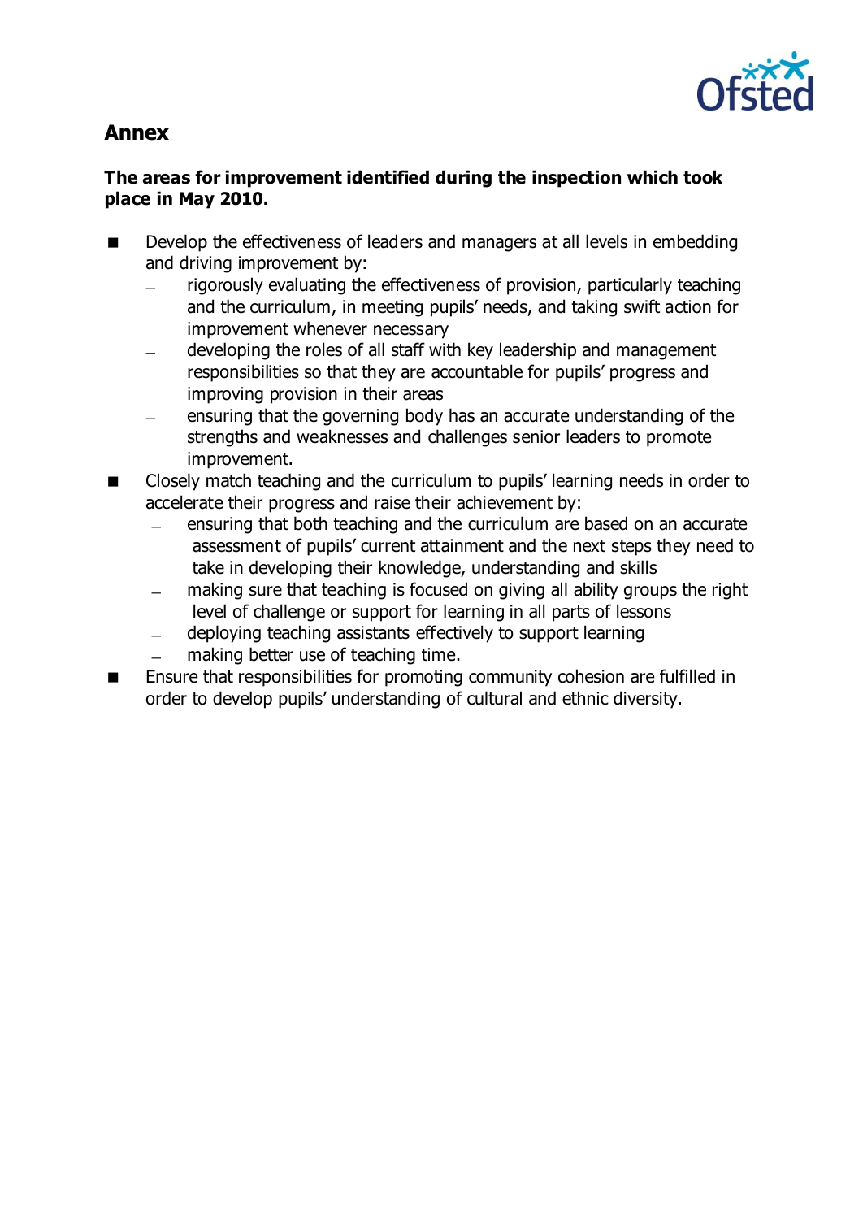## Annex

**The areas for improvement identified during the inspection which took place in May 2010.**

- Develop the effectiveness of leaders and managers at all levels in embedding and driving improvement by:
  - rigorously evaluating the effectiveness of provision, particularly teaching and the curriculum, in meeting pupils' needs, and taking swift action for improvement whenever necessary
  - developing the roles of all staff with key leadership and management responsibilities so that they are accountable for pupils' progress and improving provision in their areas
  - ensuring that the governing body has an accurate understanding of the strengths and weaknesses and challenges senior leaders to promote improvement.
- Closely match teaching and the curriculum to pupils' learning needs in order to accelerate their progress and raise their achievement by:
  - ensuring that both teaching and the curriculum are based on an accurate assessment of pupils' current attainment and the next steps they need to take in developing their knowledge, understanding and skills
  - making sure that teaching is focused on giving all ability groups the right level of challenge or support for learning in all parts of lessons
  - deploying teaching assistants effectively to support learning
  - making better use of teaching time.
- Ensure that responsibilities for promoting community cohesion are fulfilled in order to develop pupils' understanding of cultural and ethnic diversity.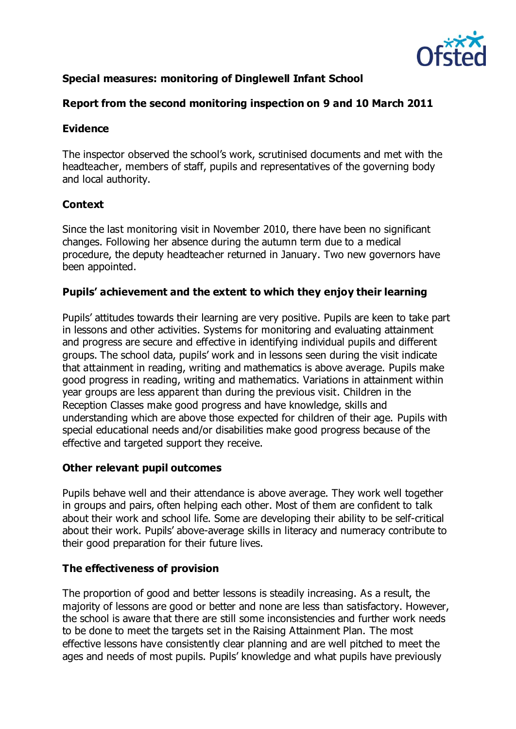**Special measures: monitoring of Dinglewell Infant School**

**Report from the second monitoring inspection on 9 and 10 March 2011**

**Evidence**

The inspector observed the school's work, scrutinised documents and met with the headteacher, members of staff, pupils and representatives of the governing body and local authority.

**Context**

Since the last monitoring visit in November 2010, there have been no significant changes. Following her absence during the autumn term due to a medical procedure, the deputy headteacher returned in January. Two new governors have been appointed.

**Pupils' achievement and the extent to which they enjoy their learning**

Pupils' attitudes towards their learning are very positive. Pupils are keen to take part in lessons and other activities. Systems for monitoring and evaluating attainment and progress are secure and effective in identifying individual pupils and different groups. The school data, pupils' work and in lessons seen during the visit indicate that attainment in reading, writing and mathematics is above average. Pupils make good progress in reading, writing and mathematics. Variations in attainment within year groups are less apparent than during the previous visit. Children in the Reception Classes make good progress and have knowledge, skills and understanding which are above those expected for children of their age. Pupils with special educational needs and/or disabilities make good progress because of the effective and targeted support they receive.

**Other relevant pupil outcomes**

Pupils behave well and their attendance is above average. They work well together in groups and pairs, often helping each other. Most of them are confident to talk about their work and school life. Some are developing their ability to be self-critical about their work. Pupils' above-average skills in literacy and numeracy contribute to their good preparation for their future lives.

**The effectiveness of provision**

The proportion of good and better lessons is steadily increasing. As a result, the majority of lessons are good or better and none are less than satisfactory. However, the school is aware that there are still some inconsistencies and further work needs to be done to meet the targets set in the Raising Attainment Plan. The most effective lessons have consistently clear planning and are well pitched to meet the ages and needs of most pupils. Pupils' knowledge and what pupils have previously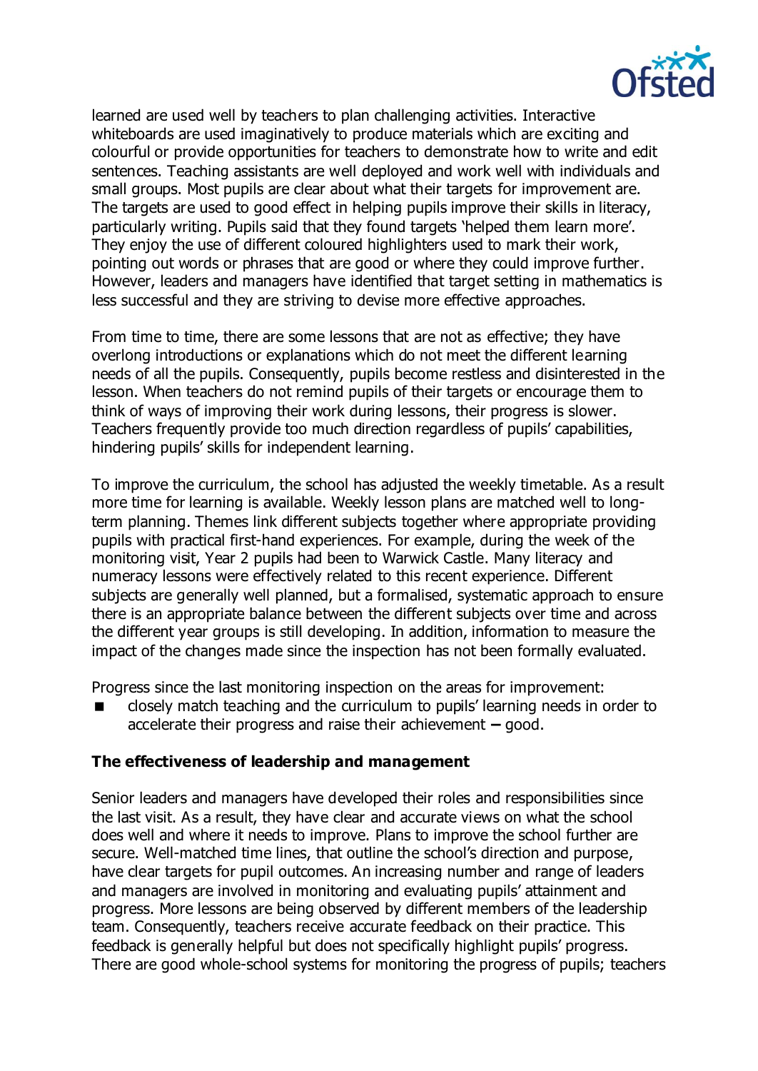learned are used well by teachers to plan challenging activities. Interactive whiteboards are used imaginatively to produce materials which are exciting and colourful or provide opportunities for teachers to demonstrate how to write and edit sentences. Teaching assistants are well deployed and work well with individuals and small groups. Most pupils are clear about what their targets for improvement are. The targets are used to good effect in helping pupils improve their skills in literacy, particularly writing. Pupils said that they found targets 'helped them learn more'. They enjoy the use of different coloured highlighters used to mark their work, pointing out words or phrases that are good or where they could improve further. However, leaders and managers have identified that target setting in mathematics is less successful and they are striving to devise more effective approaches.

From time to time, there are some lessons that are not as effective; they have overlong introductions or explanations which do not meet the different learning needs of all the pupils. Consequently, pupils become restless and disinterested in the lesson. When teachers do not remind pupils of their targets or encourage them to think of ways of improving their work during lessons, their progress is slower. Teachers frequently provide too much direction regardless of pupils' capabilities, hindering pupils' skills for independent learning.

To improve the curriculum, the school has adjusted the weekly timetable. As a result more time for learning is available. Weekly lesson plans are matched well to long-term planning. Themes link different subjects together where appropriate providing pupils with practical first-hand experiences. For example, during the week of the monitoring visit, Year 2 pupils had been to Warwick Castle. Many literacy and numeracy lessons were effectively related to this recent experience. Different subjects are generally well planned, but a formalised, systematic approach to ensure there is an appropriate balance between the different subjects over time and across the different year groups is still developing. In addition, information to measure the impact of the changes made since the inspection has not been formally evaluated.

Progress since the last monitoring inspection on the areas for improvement:

- closely match teaching and the curriculum to pupils' learning needs in order to accelerate their progress and raise their achievement – good.

**The effectiveness of leadership and management**

Senior leaders and managers have developed their roles and responsibilities since the last visit. As a result, they have clear and accurate views on what the school does well and where it needs to improve. Plans to improve the school further are secure. Well-matched time lines, that outline the school's direction and purpose, have clear targets for pupil outcomes. An increasing number and range of leaders and managers are involved in monitoring and evaluating pupils' attainment and progress. More lessons are being observed by different members of the leadership team. Consequently, teachers receive accurate feedback on their practice. This feedback is generally helpful but does not specifically highlight pupils' progress. There are good whole-school systems for monitoring the progress of pupils; teachers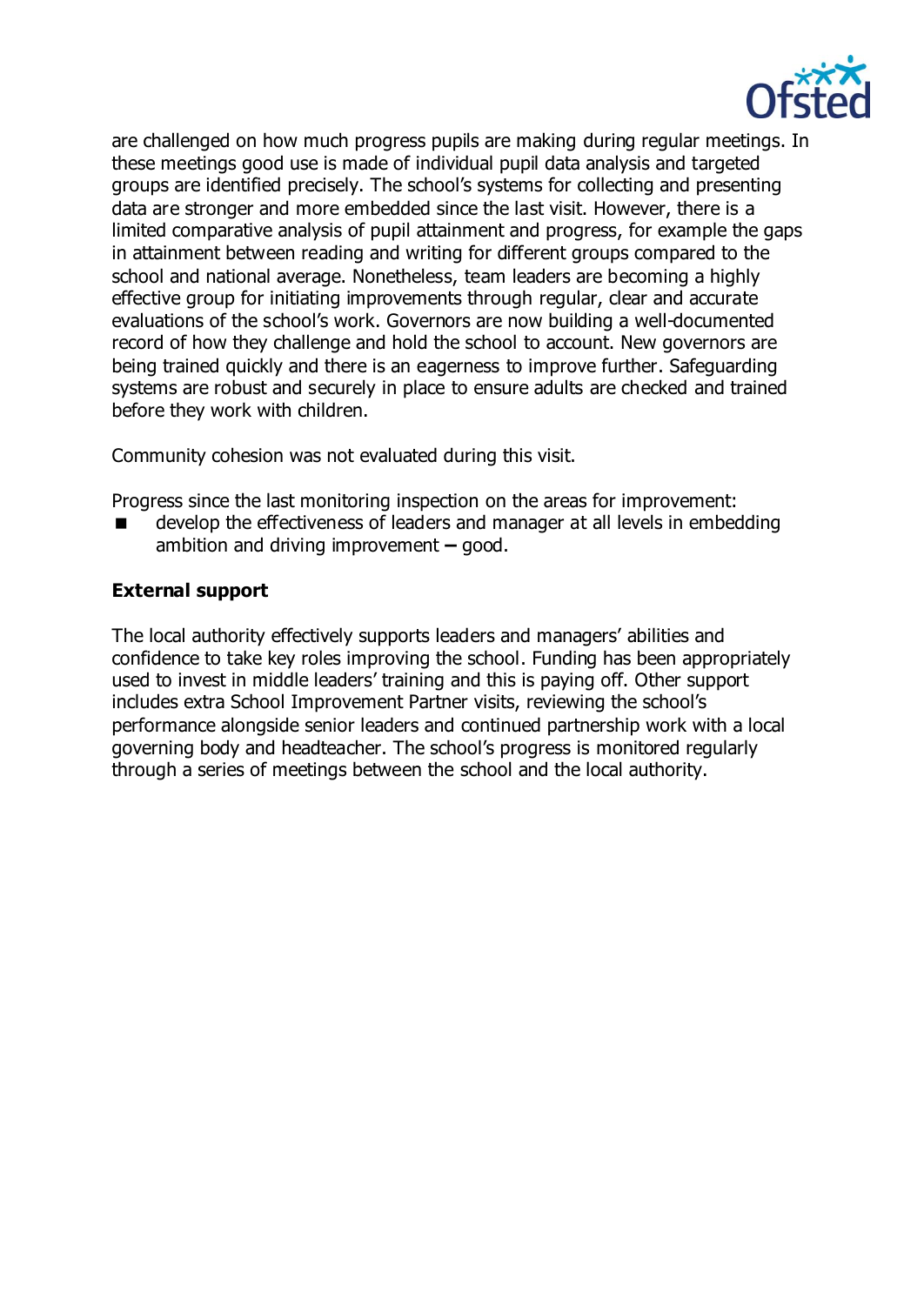are challenged on how much progress pupils are making during regular meetings. In these meetings good use is made of individual pupil data analysis and targeted groups are identified precisely. The school's systems for collecting and presenting data are stronger and more embedded since the last visit. However, there is a limited comparative analysis of pupil attainment and progress, for example the gaps in attainment between reading and writing for different groups compared to the school and national average. Nonetheless, team leaders are becoming a highly effective group for initiating improvements through regular, clear and accurate evaluations of the school's work. Governors are now building a well-documented record of how they challenge and hold the school to account. New governors are being trained quickly and there is an eagerness to improve further. Safeguarding systems are robust and securely in place to ensure adults are checked and trained before they work with children.

Community cohesion was not evaluated during this visit.

Progress since the last monitoring inspection on the areas for improvement:

- develop the effectiveness of leaders and manager at all levels in embedding ambition and driving improvement – good.

### External support

The local authority effectively supports leaders and managers' abilities and confidence to take key roles improving the school. Funding has been appropriately used to invest in middle leaders' training and this is paying off. Other support includes extra School Improvement Partner visits, reviewing the school's performance alongside senior leaders and continued partnership work with a local governing body and headteacher. The school's progress is monitored regularly through a series of meetings between the school and the local authority.